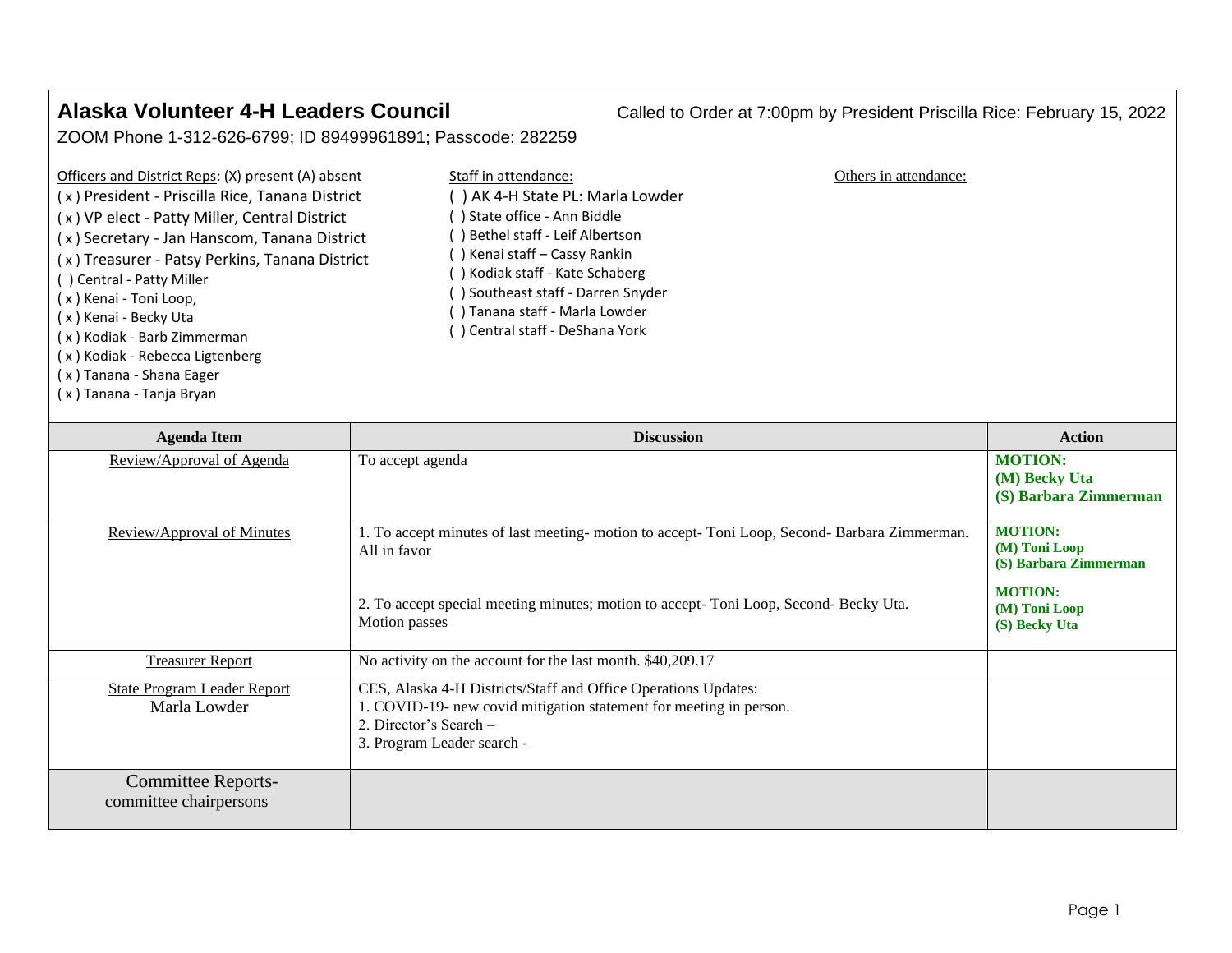# Alaska Volunteer 4-H Leaders Council

Called to Order at 7:00pm by President Priscilla Rice: February 15, 2022

ZOOM Phone 1-312-626-6799; ID 89499961891; Passcode: 282259

Officers and District Reps: (X) present (A) absent
- ( x ) President - Priscilla Rice, Tanana District
- ( x ) VP elect - Patty Miller, Central District
- ( x ) Secretary - Jan Hanscom, Tanana District
- ( x ) Treasurer - Patsy Perkins, Tanana District
- ( ) Central - Patty Miller
- ( x ) Kenai - Toni Loop,
- ( x ) Kenai - Becky Uta
- ( x ) Kodiak - Barb Zimmerman
- ( x ) Kodiak - Rebecca Ligtenberg
- ( x ) Tanana - Shana Eager
- ( x ) Tanana - Tanja Bryan

Staff in attendance:
- ( ) AK 4-H State PL: Marla Lowder
- ( ) State office - Ann Biddle
- ( ) Bethel staff - Leif Albertson
- ( ) Kenai staff – Cassy Rankin
- ( ) Kodiak staff - Kate Schaberg
- ( ) Southeast staff - Darren Snyder
- ( ) Tanana staff - Marla Lowder
- ( ) Central staff - DeShana York

Others in attendance:

| Agenda Item | Discussion | Action |
|---|---|---|
| Review/Approval of Agenda | To accept agenda | **MOTION:** **(M) Becky Uta** **(S) Barbara Zimmerman** |
| Review/Approval of Minutes | 1. To accept minutes of last meeting- motion to accept- Toni Loop, Second- Barbara Zimmerman. All in favor<br><br>2. To accept special meeting minutes; motion to accept- Toni Loop, Second- Becky Uta. Motion passes | **MOTION:** **(M) Toni Loop** **(S) Barbara Zimmerman**<br><br>**MOTION:** **(M) Toni Loop** **(S) Becky Uta** |
| Treasurer Report | No activity on the account for the last month. $40,209.17 | |
| State Program Leader Report<br>Marla Lowder | CES, Alaska 4-H Districts/Staff and Office Operations Updates:<br>1. COVID-19- new covid mitigation statement for meeting in person.<br>2. Director's Search –<br>3. Program Leader search - | |
| Committee Reports- committee chairpersons | | |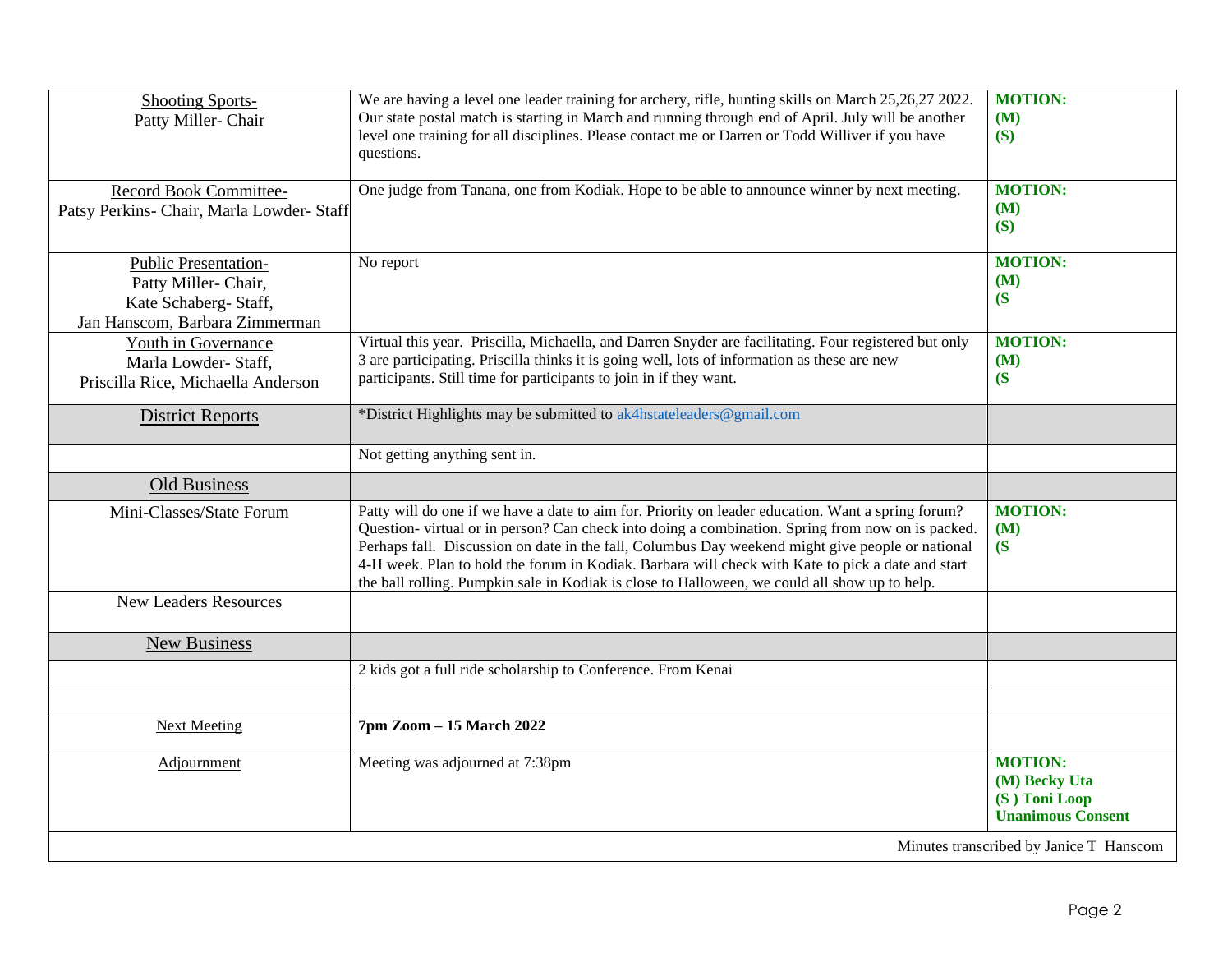| | | |
|---|---|---|
| Shooting Sports-<br>Patty Miller- Chair | We are having a level one leader training for archery, rifle, hunting skills on March 25,26,27 2022. Our state postal match is starting in March and running through end of April. July will be another level one training for all disciplines. Please contact me or Darren or Todd Williver if you have questions. | **MOTION:**<br>**(M)**<br>**(S)** |
| Record Book Committee-<br>Patsy Perkins- Chair, Marla Lowder- Staff | One judge from Tanana, one from Kodiak. Hope to be able to announce winner by next meeting. | **MOTION:**<br>**(M)**<br>**(S)** |
| Public Presentation-<br>Patty Miller- Chair,<br>Kate Schaberg- Staff,<br>Jan Hanscom, Barbara Zimmerman | No report | **MOTION:**<br>**(M)**<br>**(S** |
| Youth in Governance<br>Marla Lowder- Staff,<br>Priscilla Rice, Michaella Anderson | Virtual this year. Priscilla, Michaella, and Darren Snyder are facilitating. Four registered but only 3 are participating. Priscilla thinks it is going well, lots of information as these are new participants. Still time for participants to join in if they want. | **MOTION:**<br>**(M)**<br>**(S** |
| District Reports | *District Highlights may be submitted to ak4hstateleaders@gmail.com | |
| | Not getting anything sent in. | |
| Old Business | | |
| Mini-Classes/State Forum | Patty will do one if we have a date to aim for. Priority on leader education. Want a spring forum? Question- virtual or in person? Can check into doing a combination. Spring from now on is packed. Perhaps fall. Discussion on date in the fall, Columbus Day weekend might give people or national 4-H week. Plan to hold the forum in Kodiak. Barbara will check with Kate to pick a date and start the ball rolling. Pumpkin sale in Kodiak is close to Halloween, we could all show up to help. | **MOTION:**<br>**(M)**<br>**(S** |
| New Leaders Resources | | |
| New Business | | |
| | 2 kids got a full ride scholarship to Conference. From Kenai | |
| | | |
| Next Meeting | **7pm Zoom – 15 March 2022** | |
| Adjournment | Meeting was adjourned at 7:38pm | **MOTION:**<br>**(M) Becky Uta**<br>**(S ) Toni Loop**<br>**Unanimous Consent** |
| | | Minutes transcribed by Janice T Hanscom |